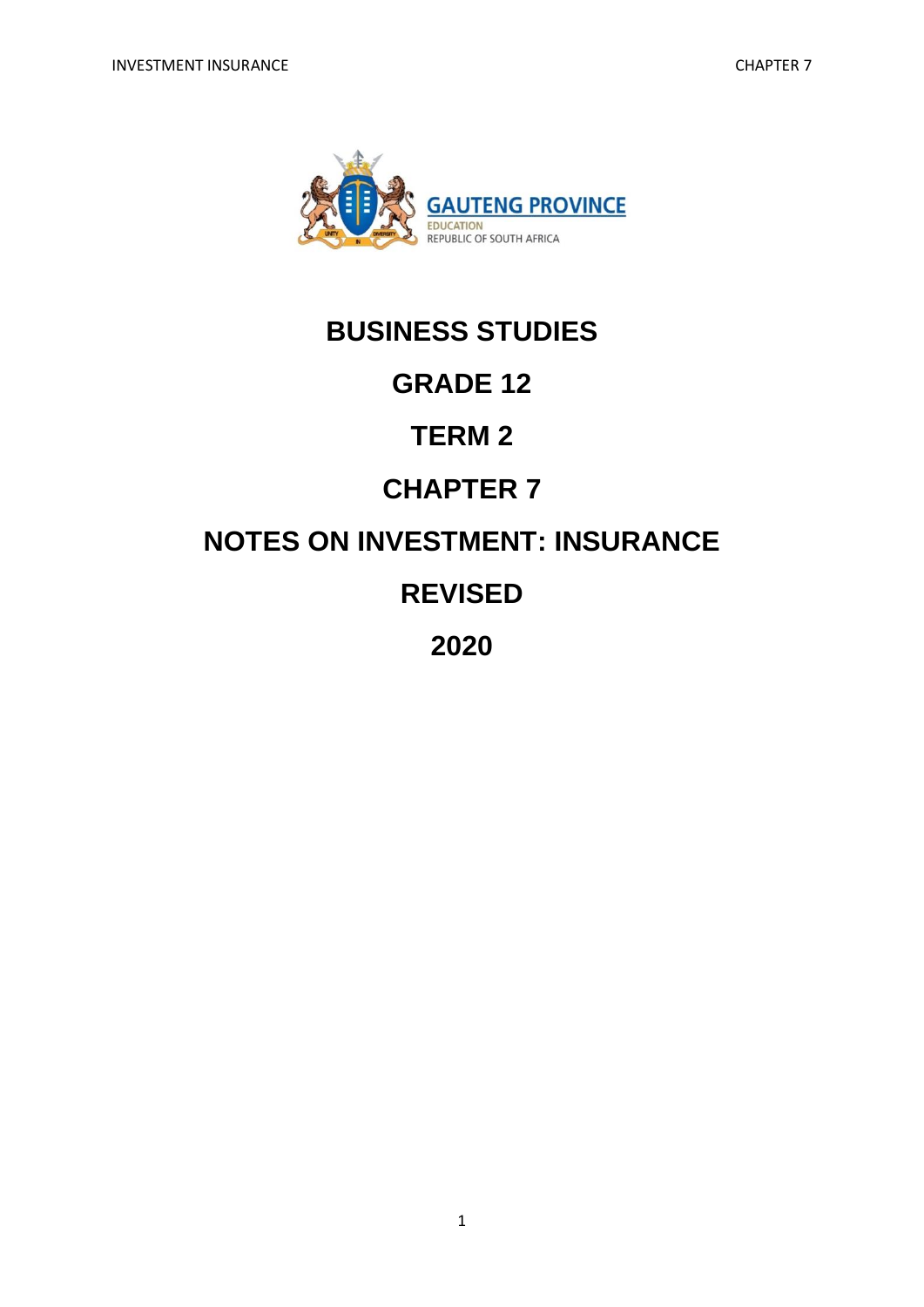GAUTENG PROVINCE

EDUCATION

REPUBLIC OF SOUTH AFRICA

# BUSINESS STUDIES

# GRADE 12

# TERM 2

# CHAPTER 7

# NOTES ON INVESTMENT: INSURANCE

# REVISED

# 2020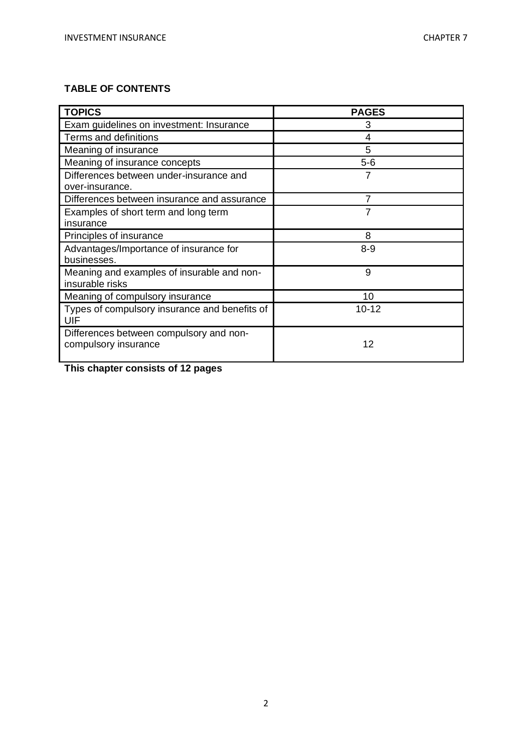**TABLE OF CONTENTS**

| TOPICS | PAGES |
|---|---|
| Exam guidelines on investment: Insurance | 3 |
| Terms and definitions | 4 |
| Meaning of insurance | 5 |
| Meaning of insurance concepts | 5-6 |
| Differences between under-insurance and over-insurance. | 7 |
| Differences between insurance and assurance | 7 |
| Examples of short term and long term insurance | 7 |
| Principles of insurance | 8 |
| Advantages/Importance of insurance for businesses. | 8-9 |
| Meaning and examples of insurable and non-insurable risks | 9 |
| Meaning of compulsory insurance | 10 |
| Types of compulsory insurance and benefits of UIF | 10-12 |
| Differences between compulsory and non-compulsory insurance | 12 |

**This chapter consists of 12 pages**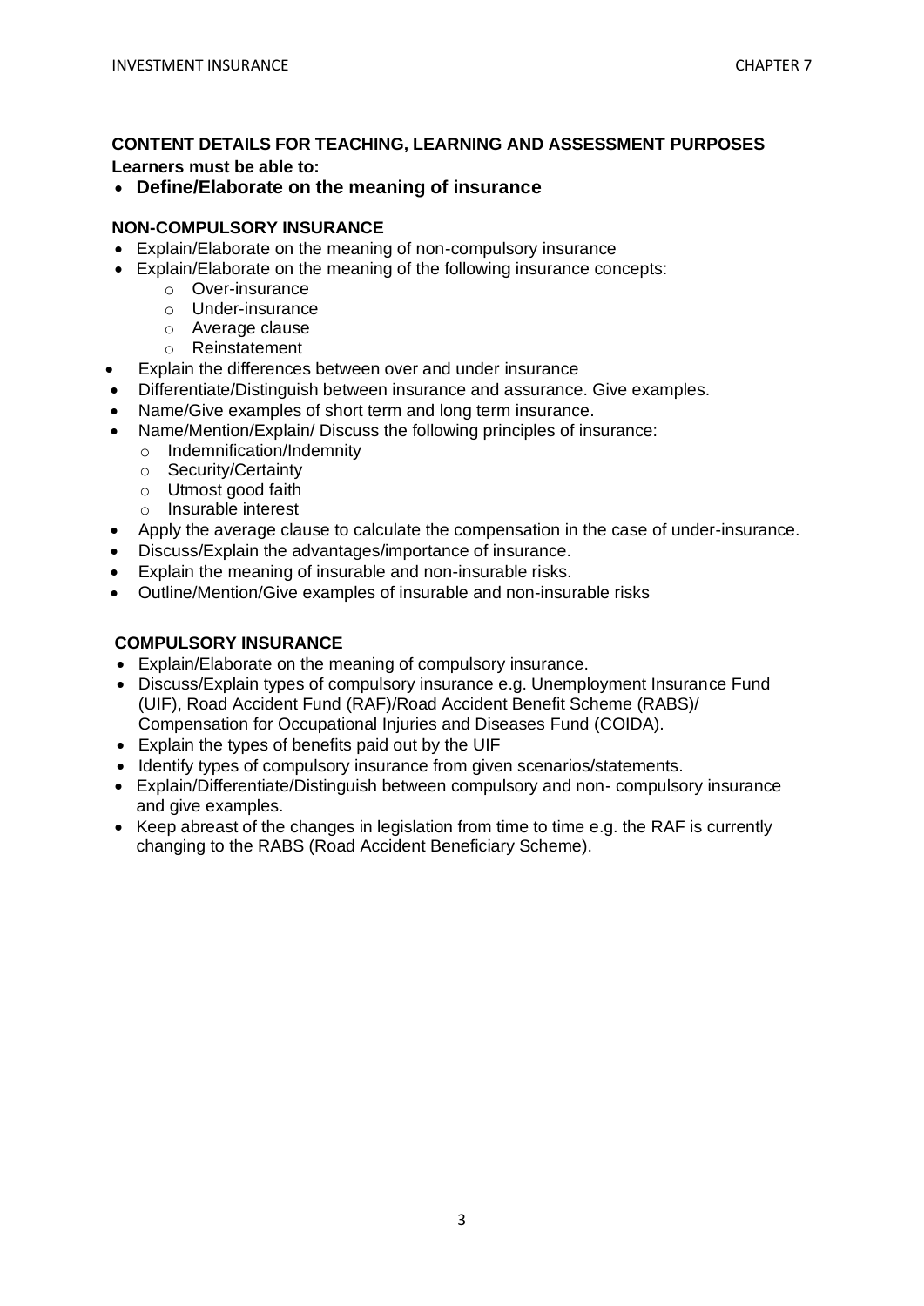**CONTENT DETAILS FOR TEACHING, LEARNING AND ASSESSMENT PURPOSES**

**Learners must be able to:**

- **Define/Elaborate on the meaning of insurance**

**NON-COMPULSORY INSURANCE**

- Explain/Elaborate on the meaning of non-compulsory insurance
- Explain/Elaborate on the meaning of the following insurance concepts:
  - Over-insurance
  - Under-insurance
  - Average clause
  - Reinstatement
- Explain the differences between over and under insurance
- Differentiate/Distinguish between insurance and assurance. Give examples.
- Name/Give examples of short term and long term insurance.
- Name/Mention/Explain/ Discuss the following principles of insurance:
  - Indemnification/Indemnity
  - Security/Certainty
  - Utmost good faith
  - Insurable interest
- Apply the average clause to calculate the compensation in the case of under-insurance.
- Discuss/Explain the advantages/importance of insurance.
- Explain the meaning of insurable and non-insurable risks.
- Outline/Mention/Give examples of insurable and non-insurable risks

**COMPULSORY INSURANCE**

- Explain/Elaborate on the meaning of compulsory insurance.
- Discuss/Explain types of compulsory insurance e.g. Unemployment Insurance Fund (UIF), Road Accident Fund (RAF)/Road Accident Benefit Scheme (RABS)/ Compensation for Occupational Injuries and Diseases Fund (COIDA).
- Explain the types of benefits paid out by the UIF
- Identify types of compulsory insurance from given scenarios/statements.
- Explain/Differentiate/Distinguish between compulsory and non- compulsory insurance and give examples.
- Keep abreast of the changes in legislation from time to time e.g. the RAF is currently changing to the RABS (Road Accident Beneficiary Scheme).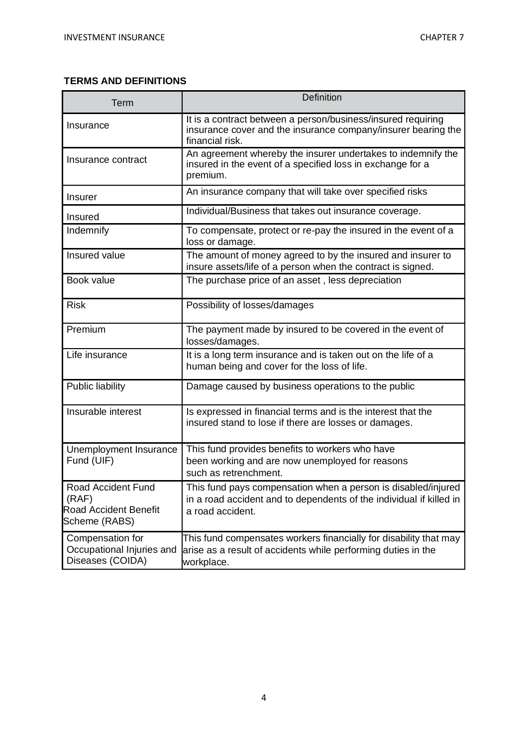## TERMS AND DEFINITIONS

| Term | Definition |
|---|---|
| Insurance | It is a contract between a person/business/insured requiring insurance cover and the insurance company/insurer bearing the financial risk. |
| Insurance contract | An agreement whereby the insurer undertakes to indemnify the insured in the event of a specified loss in exchange for a premium. |
| Insurer | An insurance company that will take over specified risks |
| Insured | Individual/Business that takes out insurance coverage. |
| Indemnify | To compensate, protect or re-pay the insured in the event of a loss or damage. |
| Insured value | The amount of money agreed to by the insured and insurer to insure assets/life of a person when the contract is signed. |
| Book value | The purchase price of an asset , less depreciation |
| Risk | Possibility of losses/damages |
| Premium | The payment made by insured to be covered in the event of losses/damages. |
| Life insurance | It is a long term insurance and is taken out on the life of a human being and cover for the loss of life. |
| Public liability | Damage caused by business operations to the public |
| Insurable interest | Is expressed in financial terms and is the interest that the insured stand to lose if there are losses or damages. |
| Unemployment Insurance Fund (UIF) | This fund provides benefits to workers who have been working and are now unemployed for reasons such as retrenchment. |
| Road Accident Fund (RAF) Road Accident Benefit Scheme (RABS) | This fund pays compensation when a person is disabled/injured in a road accident and to dependents of the individual if killed in a road accident. |
| Compensation for Occupational Injuries and Diseases (COIDA) | This fund compensates workers financially for disability that may arise as a result of accidents while performing duties in the workplace. |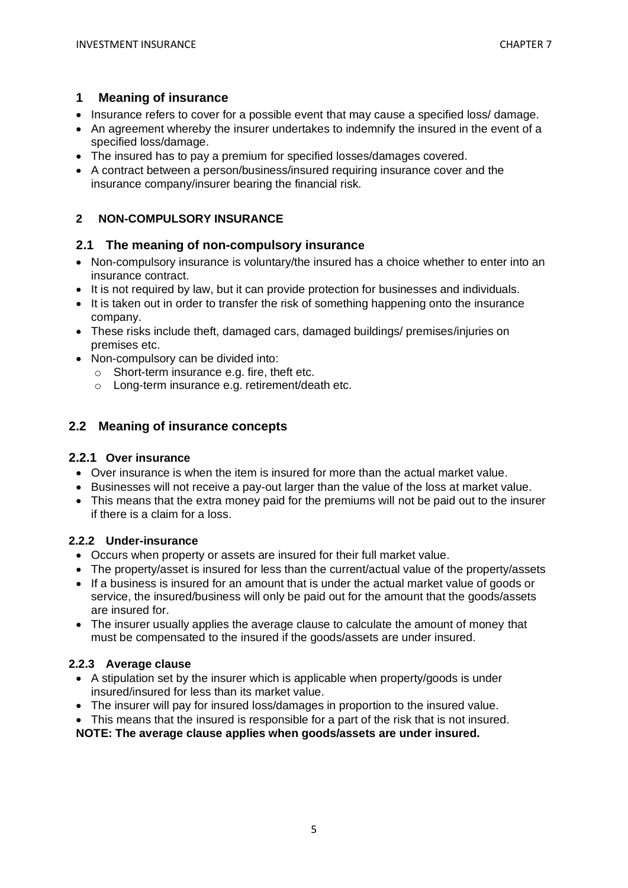## 1 Meaning of insurance

- Insurance refers to cover for a possible event that may cause a specified loss/ damage.
- An agreement whereby the insurer undertakes to indemnify the insured in the event of a specified loss/damage.
- The insured has to pay a premium for specified losses/damages covered.
- A contract between a person/business/insured requiring insurance cover and the insurance company/insurer bearing the financial risk.

## 2 NON-COMPULSORY INSURANCE

### 2.1 The meaning of non-compulsory insurance

- Non-compulsory insurance is voluntary/the insured has a choice whether to enter into an insurance contract.
- It is not required by law, but it can provide protection for businesses and individuals.
- It is taken out in order to transfer the risk of something happening onto the insurance company.
- These risks include theft, damaged cars, damaged buildings/ premises/injuries on premises etc.
- Non-compulsory can be divided into:
  - Short-term insurance e.g. fire, theft etc.
  - Long-term insurance e.g. retirement/death etc.

### 2.2 Meaning of insurance concepts

#### 2.2.1 Over insurance

- Over insurance is when the item is insured for more than the actual market value.
- Businesses will not receive a pay-out larger than the value of the loss at market value.
- This means that the extra money paid for the premiums will not be paid out to the insurer if there is a claim for a loss.

#### 2.2.2 Under-insurance

- Occurs when property or assets are insured for their full market value.
- The property/asset is insured for less than the current/actual value of the property/assets
- If a business is insured for an amount that is under the actual market value of goods or service, the insured/business will only be paid out for the amount that the goods/assets are insured for.
- The insurer usually applies the average clause to calculate the amount of money that must be compensated to the insured if the goods/assets are under insured.

#### 2.2.3 Average clause

- A stipulation set by the insurer which is applicable when property/goods is under insured/insured for less than its market value.
- The insurer will pay for insured loss/damages in proportion to the insured value.
- This means that the insured is responsible for a part of the risk that is not insured.

**NOTE: The average clause applies when goods/assets are under insured.**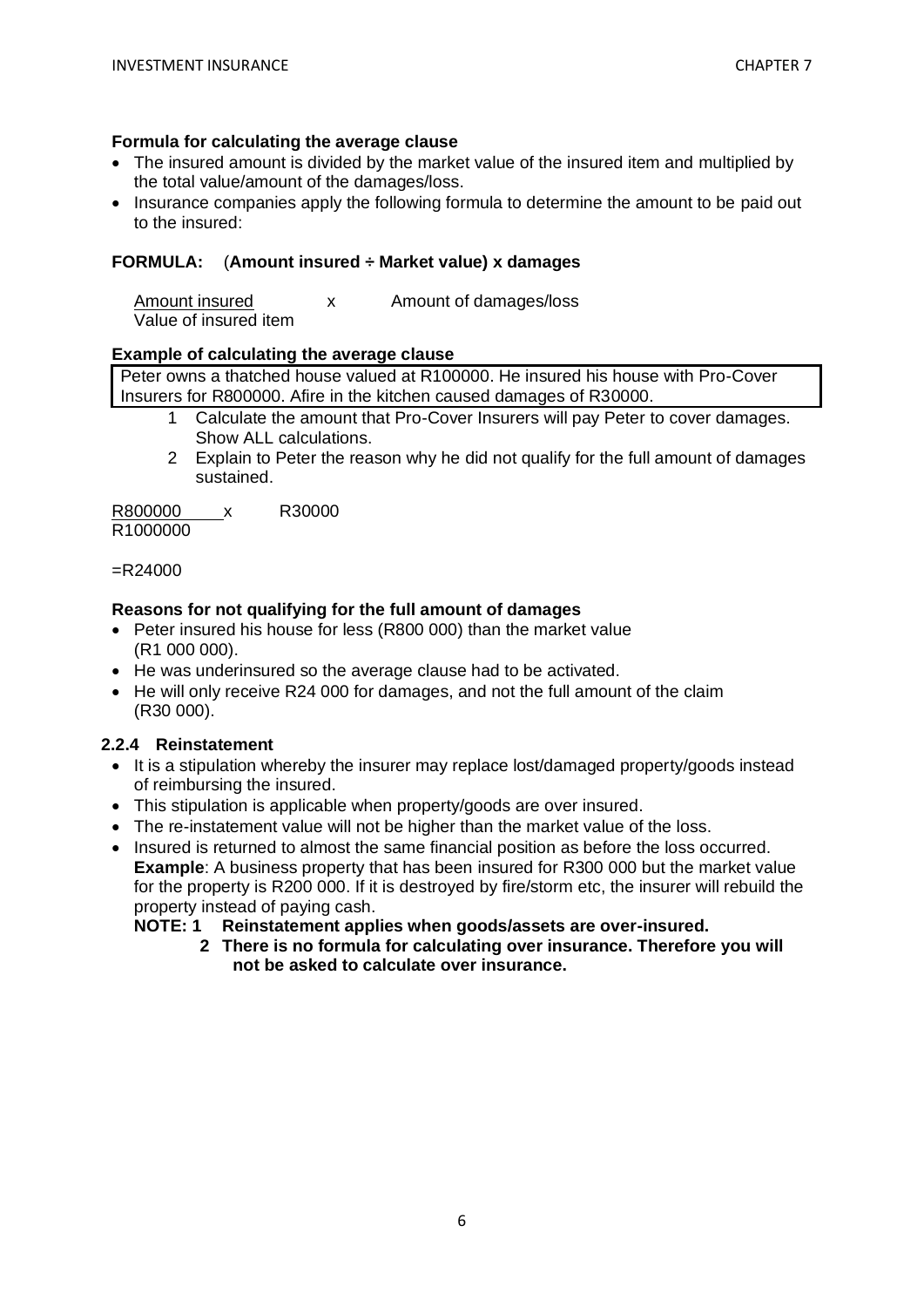**Formula for calculating the average clause**

- The insured amount is divided by the market value of the insured item and multiplied by the total value/amount of the damages/loss.
- Insurance companies apply the following formula to determine the amount to be paid out to the insured:

**FORMULA:** (**Amount insured ÷ Market value) x damages**

$$\frac{\text{Amount insured}}{\text{Value of insured item}} \times \text{Amount of damages/loss}$$

**Example of calculating the average clause**

| Peter owns a thatched house valued at R100000. He insured his house with Pro-Cover Insurers for R800000. Afire in the kitchen caused damages of R30000. |
|---|

1. Calculate the amount that Pro-Cover Insurers will pay Peter to cover damages. Show ALL calculations.
2. Explain to Peter the reason why he did not qualify for the full amount of damages sustained.

$$\frac{R800000}{R1000000} \times R30000$$

=R24000

**Reasons for not qualifying for the full amount of damages**

- Peter insured his house for less (R800 000) than the market value (R1 000 000).
- He was underinsured so the average clause had to be activated.
- He will only receive R24 000 for damages, and not the full amount of the claim (R30 000).

### 2.2.4 Reinstatement

- It is a stipulation whereby the insurer may replace lost/damaged property/goods instead of reimbursing the insured.
- This stipulation is applicable when property/goods are over insured.
- The re-instatement value will not be higher than the market value of the loss.
- Insured is returned to almost the same financial position as before the loss occurred.
  **Example**: A business property that has been insured for R300 000 but the market value for the property is R200 000. If it is destroyed by fire/storm etc, the insurer will rebuild the property instead of paying cash.

  **NOTE: 1 Reinstatement applies when goods/assets are over-insured.**

  **2 There is no formula for calculating over insurance. Therefore you will not be asked to calculate over insurance.**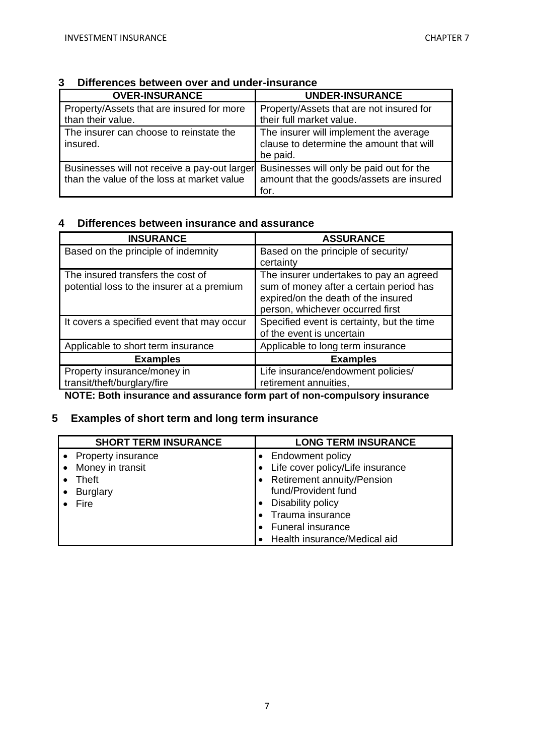## 3 Differences between over and under-insurance

| OVER-INSURANCE | UNDER-INSURANCE |
|---|---|
| Property/Assets that are insured for more than their value. | Property/Assets that are not insured for their full market value. |
| The insurer can choose to reinstate the insured. | The insurer will implement the average clause to determine the amount that will be paid. |
| Businesses will not receive a pay-out larger than the value of the loss at market value | Businesses will only be paid out for the amount that the goods/assets are insured for. |

## 4 Differences between insurance and assurance

| INSURANCE | ASSURANCE |
|---|---|
| Based on the principle of indemnity | Based on the principle of security/ certainty |
| The insured transfers the cost of potential loss to the insurer at a premium | The insurer undertakes to pay an agreed sum of money after a certain period has expired/on the death of the insured person, whichever occurred first |
| It covers a specified event that may occur | Specified event is certainty, but the time of the event is uncertain |
| Applicable to short term insurance | Applicable to long term insurance |
| **Examples** | **Examples** |
| Property insurance/money in transit/theft/burglary/fire | Life insurance/endowment policies/ retirement annuities, |

**NOTE: Both insurance and assurance form part of non-compulsory insurance**

## 5 Examples of short term and long term insurance

| SHORT TERM INSURANCE | LONG TERM INSURANCE |
|---|---|
| • Property insurance<br>• Money in transit<br>• Theft<br>• Burglary<br>• Fire | • Endowment policy<br>• Life cover policy/Life insurance<br>• Retirement annuity/Pension fund/Provident fund<br>• Disability policy<br>• Trauma insurance<br>• Funeral insurance<br>• Health insurance/Medical aid |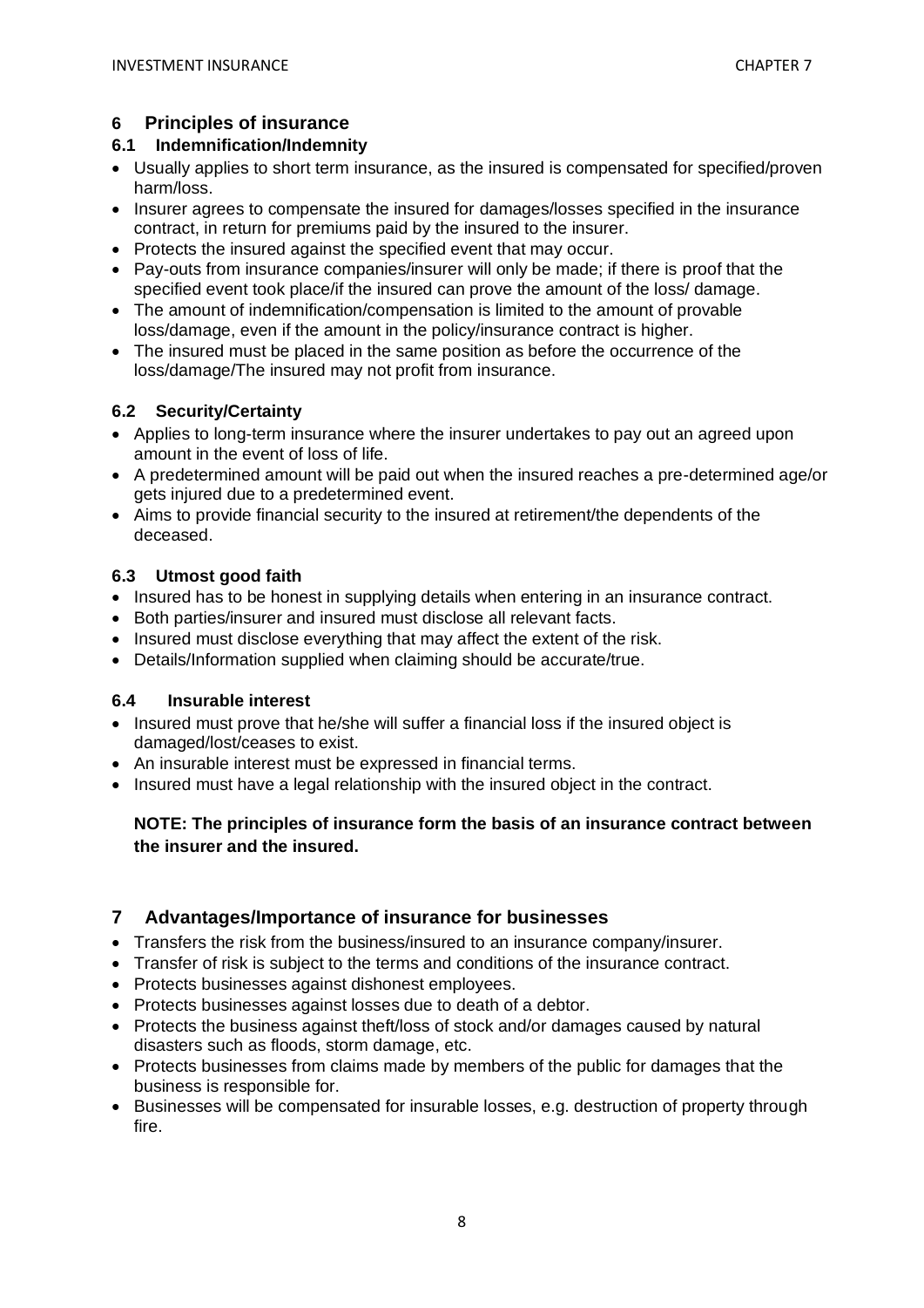## 6 Principles of insurance

### 6.1 Indemnification/Indemnity

- Usually applies to short term insurance, as the insured is compensated for specified/proven harm/loss.
- Insurer agrees to compensate the insured for damages/losses specified in the insurance contract, in return for premiums paid by the insured to the insurer.
- Protects the insured against the specified event that may occur.
- Pay-outs from insurance companies/insurer will only be made; if there is proof that the specified event took place/if the insured can prove the amount of the loss/ damage.
- The amount of indemnification/compensation is limited to the amount of provable loss/damage, even if the amount in the policy/insurance contract is higher.
- The insured must be placed in the same position as before the occurrence of the loss/damage/The insured may not profit from insurance.

### 6.2 Security/Certainty

- Applies to long-term insurance where the insurer undertakes to pay out an agreed upon amount in the event of loss of life.
- A predetermined amount will be paid out when the insured reaches a pre-determined age/or gets injured due to a predetermined event.
- Aims to provide financial security to the insured at retirement/the dependents of the deceased.

### 6.3 Utmost good faith

- Insured has to be honest in supplying details when entering in an insurance contract.
- Both parties/insurer and insured must disclose all relevant facts.
- Insured must disclose everything that may affect the extent of the risk.
- Details/Information supplied when claiming should be accurate/true.

### 6.4 Insurable interest

- Insured must prove that he/she will suffer a financial loss if the insured object is damaged/lost/ceases to exist.
- An insurable interest must be expressed in financial terms.
- Insured must have a legal relationship with the insured object in the contract.

**NOTE: The principles of insurance form the basis of an insurance contract between the insurer and the insured.**

## 7 Advantages/Importance of insurance for businesses

- Transfers the risk from the business/insured to an insurance company/insurer.
- Transfer of risk is subject to the terms and conditions of the insurance contract.
- Protects businesses against dishonest employees.
- Protects businesses against losses due to death of a debtor.
- Protects the business against theft/loss of stock and/or damages caused by natural disasters such as floods, storm damage, etc.
- Protects businesses from claims made by members of the public for damages that the business is responsible for.
- Businesses will be compensated for insurable losses, e.g. destruction of property through fire.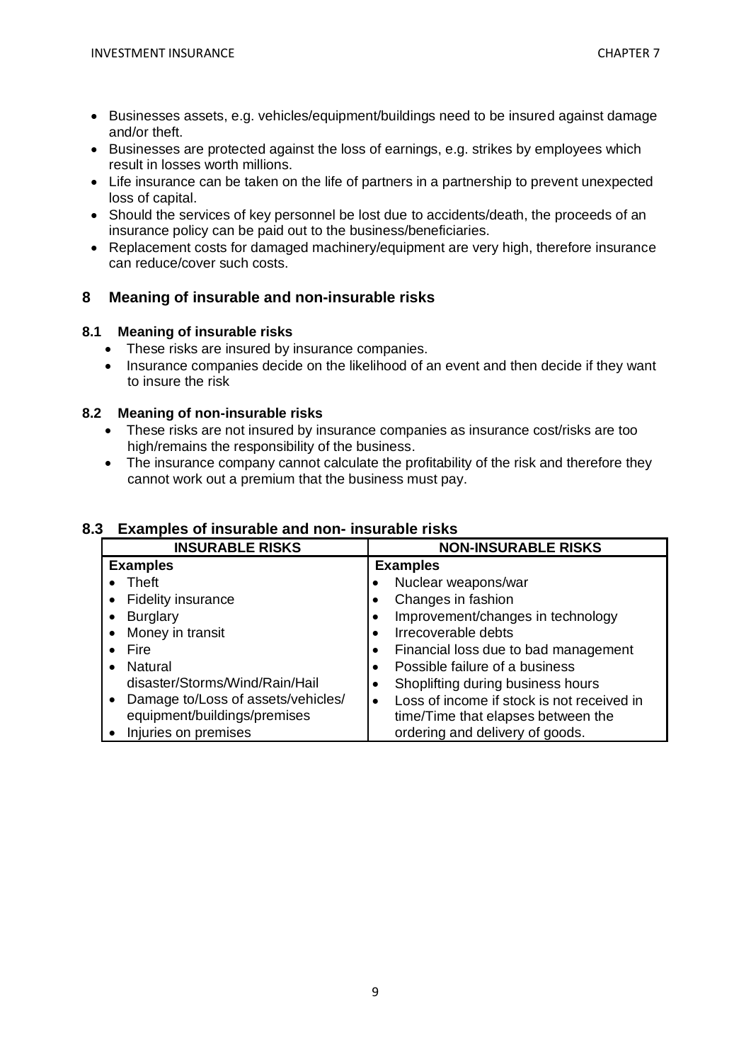- Businesses assets, e.g. vehicles/equipment/buildings need to be insured against damage and/or theft.
- Businesses are protected against the loss of earnings, e.g. strikes by employees which result in losses worth millions.
- Life insurance can be taken on the life of partners in a partnership to prevent unexpected loss of capital.
- Should the services of key personnel be lost due to accidents/death, the proceeds of an insurance policy can be paid out to the business/beneficiaries.
- Replacement costs for damaged machinery/equipment are very high, therefore insurance can reduce/cover such costs.

## 8 Meaning of insurable and non-insurable risks

### 8.1 Meaning of insurable risks

- These risks are insured by insurance companies.
- Insurance companies decide on the likelihood of an event and then decide if they want to insure the risk

### 8.2 Meaning of non-insurable risks

- These risks are not insured by insurance companies as insurance cost/risks are too high/remains the responsibility of the business.
- The insurance company cannot calculate the profitability of the risk and therefore they cannot work out a premium that the business must pay.

### 8.3 Examples of insurable and non- insurable risks

| INSURABLE RISKS | NON-INSURABLE RISKS |
|---|---|
| **Examples** | **Examples** |
| • Theft | • Nuclear weapons/war |
| • Fidelity insurance | • Changes in fashion |
| • Burglary | • Improvement/changes in technology |
| • Money in transit | • Irrecoverable debts |
| • Fire | • Financial loss due to bad management |
| • Natural disaster/Storms/Wind/Rain/Hail | • Possible failure of a business |
| • Damage to/Loss of assets/vehicles/ equipment/buildings/premises | • Shoplifting during business hours |
| • Injuries on premises | • Loss of income if stock is not received in time/Time that elapses between the ordering and delivery of goods. |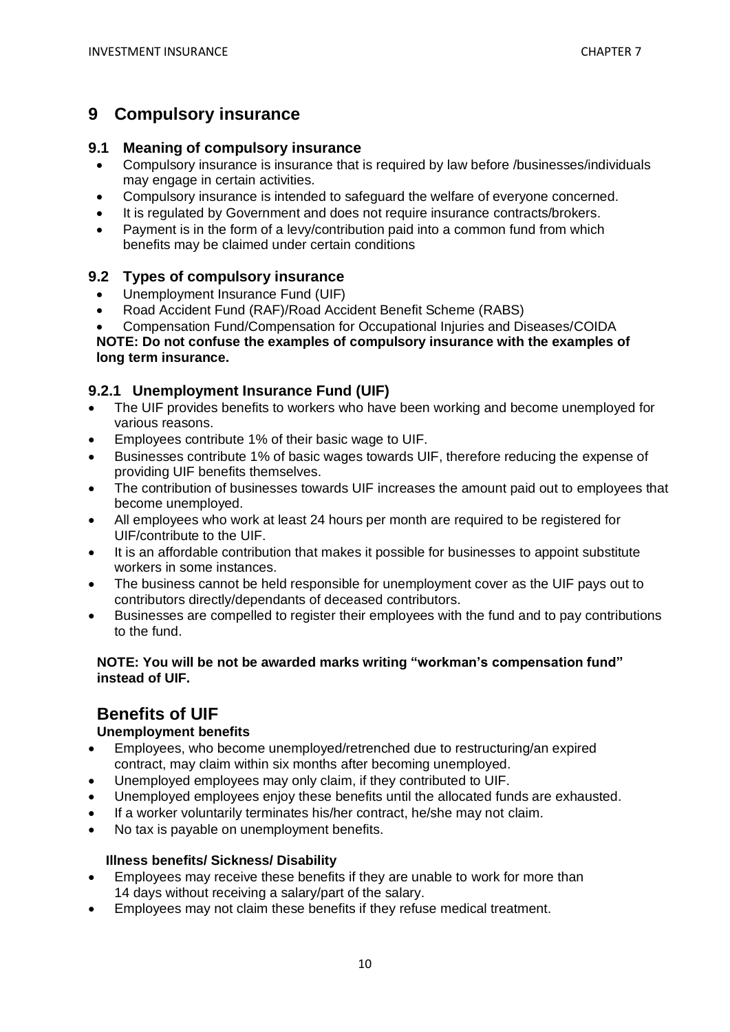# 9 Compulsory insurance

## 9.1 Meaning of compulsory insurance

- Compulsory insurance is insurance that is required by law before /businesses/individuals may engage in certain activities.
- Compulsory insurance is intended to safeguard the welfare of everyone concerned.
- It is regulated by Government and does not require insurance contracts/brokers.
- Payment is in the form of a levy/contribution paid into a common fund from which benefits may be claimed under certain conditions

## 9.2 Types of compulsory insurance

- Unemployment Insurance Fund (UIF)
- Road Accident Fund (RAF)/Road Accident Benefit Scheme (RABS)
- Compensation Fund/Compensation for Occupational Injuries and Diseases/COIDA

**NOTE: Do not confuse the examples of compulsory insurance with the examples of long term insurance.**

### 9.2.1 Unemployment Insurance Fund (UIF)

- The UIF provides benefits to workers who have been working and become unemployed for various reasons.
- Employees contribute 1% of their basic wage to UIF.
- Businesses contribute 1% of basic wages towards UIF, therefore reducing the expense of providing UIF benefits themselves.
- The contribution of businesses towards UIF increases the amount paid out to employees that become unemployed.
- All employees who work at least 24 hours per month are required to be registered for UIF/contribute to the UIF.
- It is an affordable contribution that makes it possible for businesses to appoint substitute workers in some instances.
- The business cannot be held responsible for unemployment cover as the UIF pays out to contributors directly/dependants of deceased contributors.
- Businesses are compelled to register their employees with the fund and to pay contributions to the fund.

**NOTE: You will be not be awarded marks writing "workman's compensation fund" instead of UIF.**

## Benefits of UIF

**Unemployment benefits**

- Employees, who become unemployed/retrenched due to restructuring/an expired contract, may claim within six months after becoming unemployed.
- Unemployed employees may only claim, if they contributed to UIF.
- Unemployed employees enjoy these benefits until the allocated funds are exhausted.
- If a worker voluntarily terminates his/her contract, he/she may not claim.
- No tax is payable on unemployment benefits.

**Illness benefits/ Sickness/ Disability**

- Employees may receive these benefits if they are unable to work for more than 14 days without receiving a salary/part of the salary.
- Employees may not claim these benefits if they refuse medical treatment.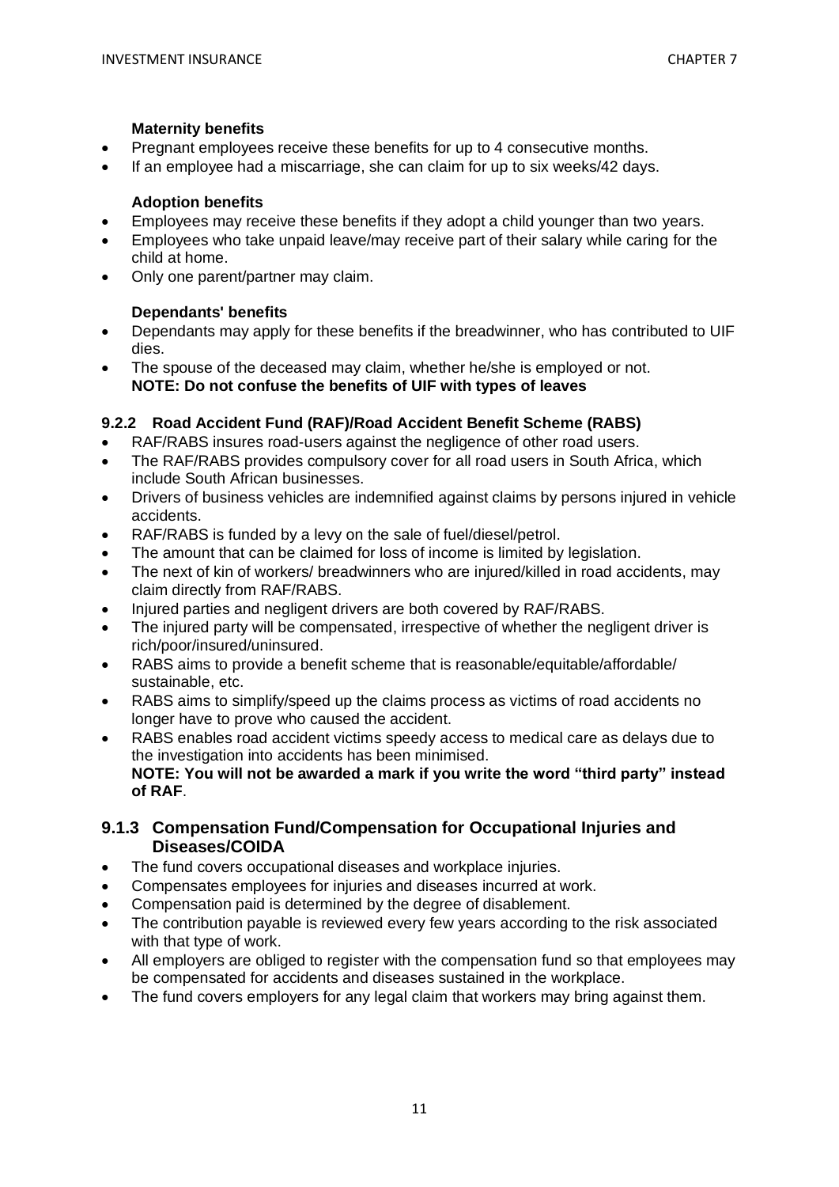### Maternity benefits

- Pregnant employees receive these benefits for up to 4 consecutive months.
- If an employee had a miscarriage, she can claim for up to six weeks/42 days.

### Adoption benefits

- Employees may receive these benefits if they adopt a child younger than two years.
- Employees who take unpaid leave/may receive part of their salary while caring for the child at home.
- Only one parent/partner may claim.

### Dependants' benefits

- Dependants may apply for these benefits if the breadwinner, who has contributed to UIF dies.
- The spouse of the deceased may claim, whether he/she is employed or not.
  **NOTE: Do not confuse the benefits of UIF with types of leaves**

## 9.2.2 Road Accident Fund (RAF)/Road Accident Benefit Scheme (RABS)

- RAF/RABS insures road-users against the negligence of other road users.
- The RAF/RABS provides compulsory cover for all road users in South Africa, which include South African businesses.
- Drivers of business vehicles are indemnified against claims by persons injured in vehicle accidents.
- RAF/RABS is funded by a levy on the sale of fuel/diesel/petrol.
- The amount that can be claimed for loss of income is limited by legislation.
- The next of kin of workers/ breadwinners who are injured/killed in road accidents, may claim directly from RAF/RABS.
- Injured parties and negligent drivers are both covered by RAF/RABS.
- The injured party will be compensated, irrespective of whether the negligent driver is rich/poor/insured/uninsured.
- RABS aims to provide a benefit scheme that is reasonable/equitable/affordable/ sustainable, etc.
- RABS aims to simplify/speed up the claims process as victims of road accidents no longer have to prove who caused the accident.
- RABS enables road accident victims speedy access to medical care as delays due to the investigation into accidents has been minimised.
  **NOTE: You will not be awarded a mark if you write the word "third party" instead of RAF**.

## 9.1.3 Compensation Fund/Compensation for Occupational Injuries and Diseases/COIDA

- The fund covers occupational diseases and workplace injuries.
- Compensates employees for injuries and diseases incurred at work.
- Compensation paid is determined by the degree of disablement.
- The contribution payable is reviewed every few years according to the risk associated with that type of work.
- All employers are obliged to register with the compensation fund so that employees may be compensated for accidents and diseases sustained in the workplace.
- The fund covers employers for any legal claim that workers may bring against them.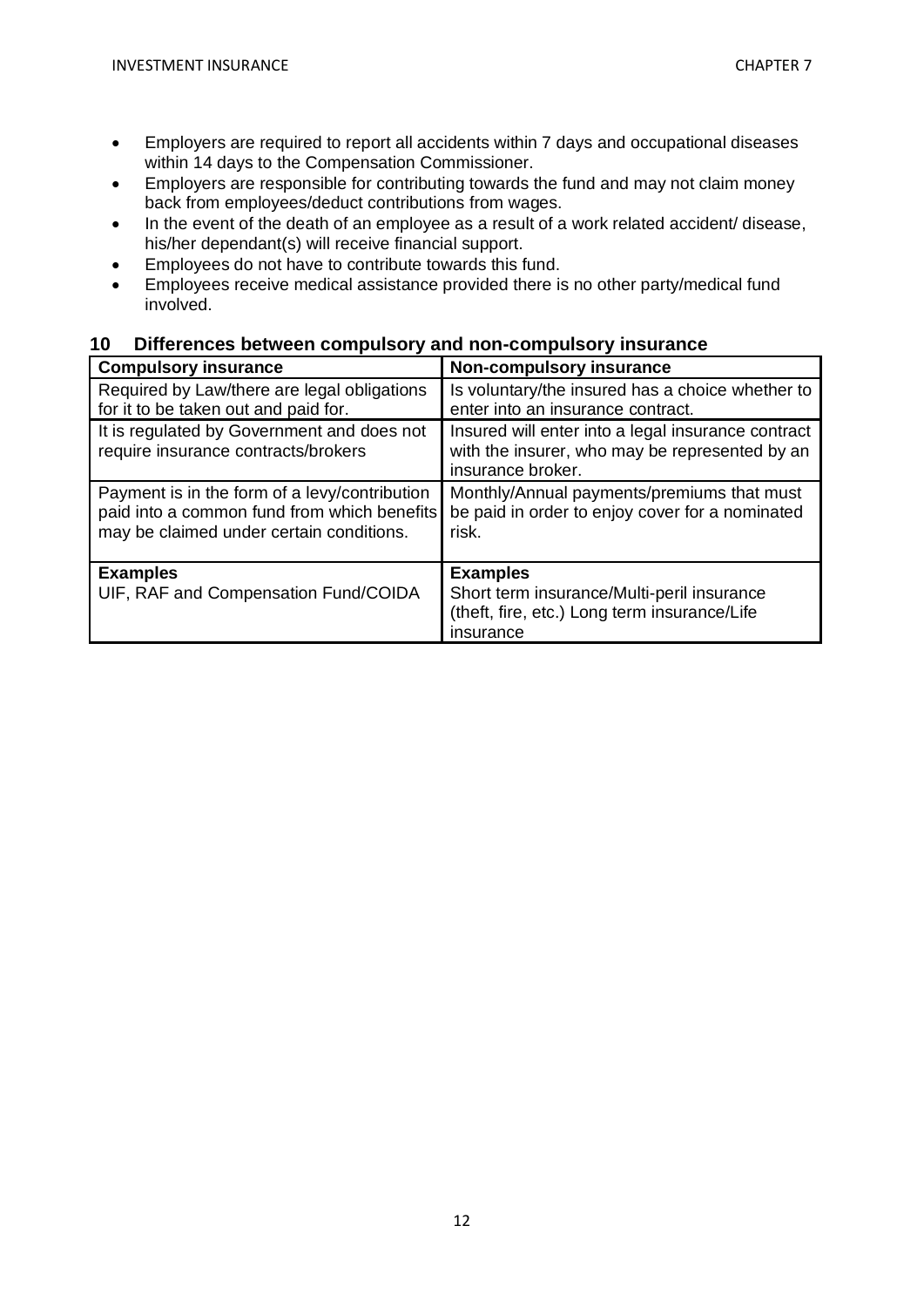- Employers are required to report all accidents within 7 days and occupational diseases within 14 days to the Compensation Commissioner.
- Employers are responsible for contributing towards the fund and may not claim money back from employees/deduct contributions from wages.
- In the event of the death of an employee as a result of a work related accident/ disease, his/her dependant(s) will receive financial support.
- Employees do not have to contribute towards this fund.
- Employees receive medical assistance provided there is no other party/medical fund involved.

## 10 Differences between compulsory and non-compulsory insurance

| Compulsory insurance | Non-compulsory insurance |
|---|---|
| Required by Law/there are legal obligations for it to be taken out and paid for. | Is voluntary/the insured has a choice whether to enter into an insurance contract. |
| It is regulated by Government and does not require insurance contracts/brokers | Insured will enter into a legal insurance contract with the insurer, who may be represented by an insurance broker. |
| Payment is in the form of a levy/contribution paid into a common fund from which benefits may be claimed under certain conditions. | Monthly/Annual payments/premiums that must be paid in order to enjoy cover for a nominated risk. |
| **Examples**<br>UIF, RAF and Compensation Fund/COIDA | **Examples**<br>Short term insurance/Multi-peril insurance (theft, fire, etc.) Long term insurance/Life insurance |